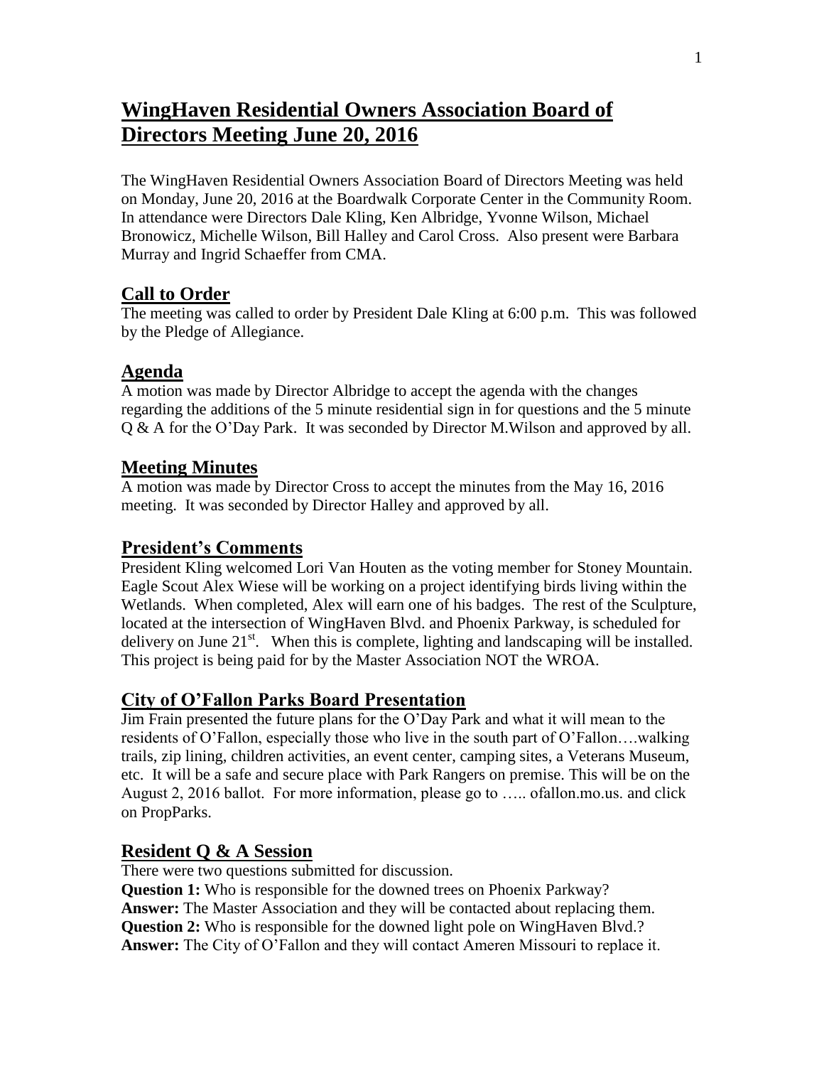# WingHaven Residential Owners Association Board of Directors Meeting June 20, 2016

The WingHaven Residential Owners Association Board of Directors Meeting was held on Monday, June 20, 2016 at the Boardwalk Corporate Center in the Community Room. In attendance were Directors Dale Kling, Ken Albridge, Yvonne Wilson, Michael Bronowicz, Michelle Wilson, Bill Halley and Carol Cross. Also present were Barbara Murray and Ingrid Schaeffer from CMA.

## Call to Order

The meeting was called to order by President Dale Kling at 6:00 p.m. This was followed by the Pledge of Allegiance.

## Agenda

A motion was made by Director Albridge to accept the agenda with the changes regarding the additions of the 5 minute residential sign in for questions and the 5 minute Q & A for the O'Day Park. It was seconded by Director M.Wilson and approved by all.

## Meeting Minutes

A motion was made by Director Cross to accept the minutes from the May 16, 2016 meeting. It was seconded by Director Halley and approved by all.

## President's Comments

President Kling welcomed Lori Van Houten as the voting member for Stoney Mountain. Eagle Scout Alex Wiese will be working on a project identifying birds living within the Wetlands. When completed, Alex will earn one of his badges. The rest of the Sculpture, located at the intersection of WingHaven Blvd. and Phoenix Parkway, is scheduled for delivery on June 21st. When this is complete, lighting and landscaping will be installed. This project is being paid for by the Master Association NOT the WROA.

## City of O'Fallon Parks Board Presentation

Jim Frain presented the future plans for the O'Day Park and what it will mean to the residents of O'Fallon, especially those who live in the south part of O'Fallon….walking trails, zip lining, children activities, an event center, camping sites, a Veterans Museum, etc. It will be a safe and secure place with Park Rangers on premise. This will be on the August 2, 2016 ballot. For more information, please go to ….. ofallon.mo.us. and click on PropParks.

## Resident Q & A Session

There were two questions submitted for discussion.

**Question 1:** Who is responsible for the downed trees on Phoenix Parkway?
**Answer:** The Master Association and they will be contacted about replacing them.
**Question 2:** Who is responsible for the downed light pole on WingHaven Blvd.?
**Answer:** The City of O'Fallon and they will contact Ameren Missouri to replace it.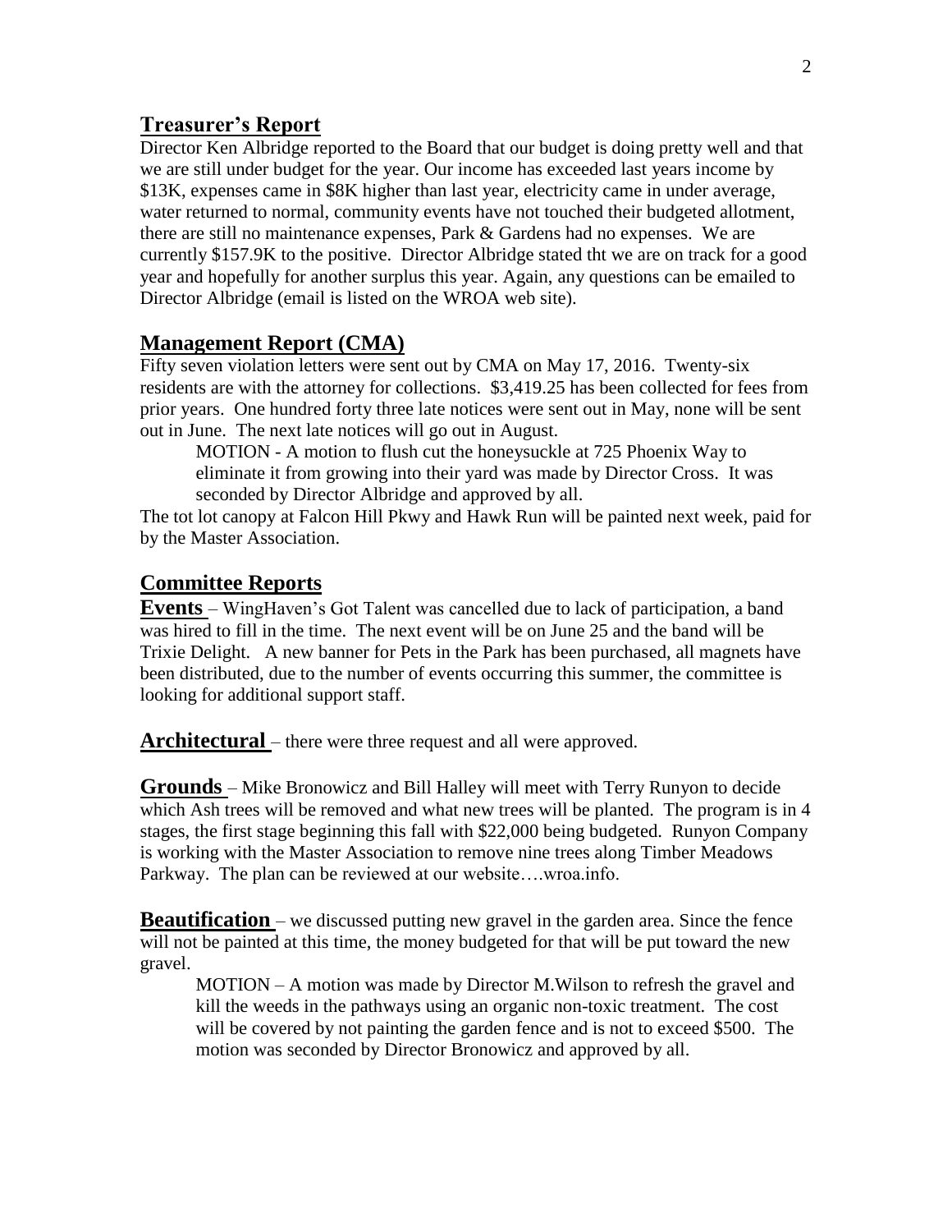## Treasurer's Report

Director Ken Albridge reported to the Board that our budget is doing pretty well and that we are still under budget for the year. Our income has exceeded last years income by $13K, expenses came in $8K higher than last year, electricity came in under average, water returned to normal, community events have not touched their budgeted allotment, there are still no maintenance expenses, Park & Gardens had no expenses. We are currently $157.9K to the positive. Director Albridge stated tht we are on track for a good year and hopefully for another surplus this year. Again, any questions can be emailed to Director Albridge (email is listed on the WROA web site).

## Management Report (CMA)

Fifty seven violation letters were sent out by CMA on May 17, 2016. Twenty-six residents are with the attorney for collections. $3,419.25 has been collected for fees from prior years. One hundred forty three late notices were sent out in May, none will be sent out in June. The next late notices will go out in August.

> MOTION - A motion to flush cut the honeysuckle at 725 Phoenix Way to eliminate it from growing into their yard was made by Director Cross. It was seconded by Director Albridge and approved by all.

The tot lot canopy at Falcon Hill Pkwy and Hawk Run will be painted next week, paid for by the Master Association.

## Committee Reports

**Events** – WingHaven's Got Talent was cancelled due to lack of participation, a band was hired to fill in the time. The next event will be on June 25 and the band will be Trixie Delight. A new banner for Pets in the Park has been purchased, all magnets have been distributed, due to the number of events occurring this summer, the committee is looking for additional support staff.

**Architectural** – there were three request and all were approved.

**Grounds** – Mike Bronowicz and Bill Halley will meet with Terry Runyon to decide which Ash trees will be removed and what new trees will be planted. The program is in 4 stages, the first stage beginning this fall with $22,000 being budgeted. Runyon Company is working with the Master Association to remove nine trees along Timber Meadows Parkway. The plan can be reviewed at our website….wroa.info.

**Beautification** – we discussed putting new gravel in the garden area. Since the fence will not be painted at this time, the money budgeted for that will be put toward the new gravel.

> MOTION – A motion was made by Director M.Wilson to refresh the gravel and kill the weeds in the pathways using an organic non-toxic treatment. The cost will be covered by not painting the garden fence and is not to exceed $500. The motion was seconded by Director Bronowicz and approved by all.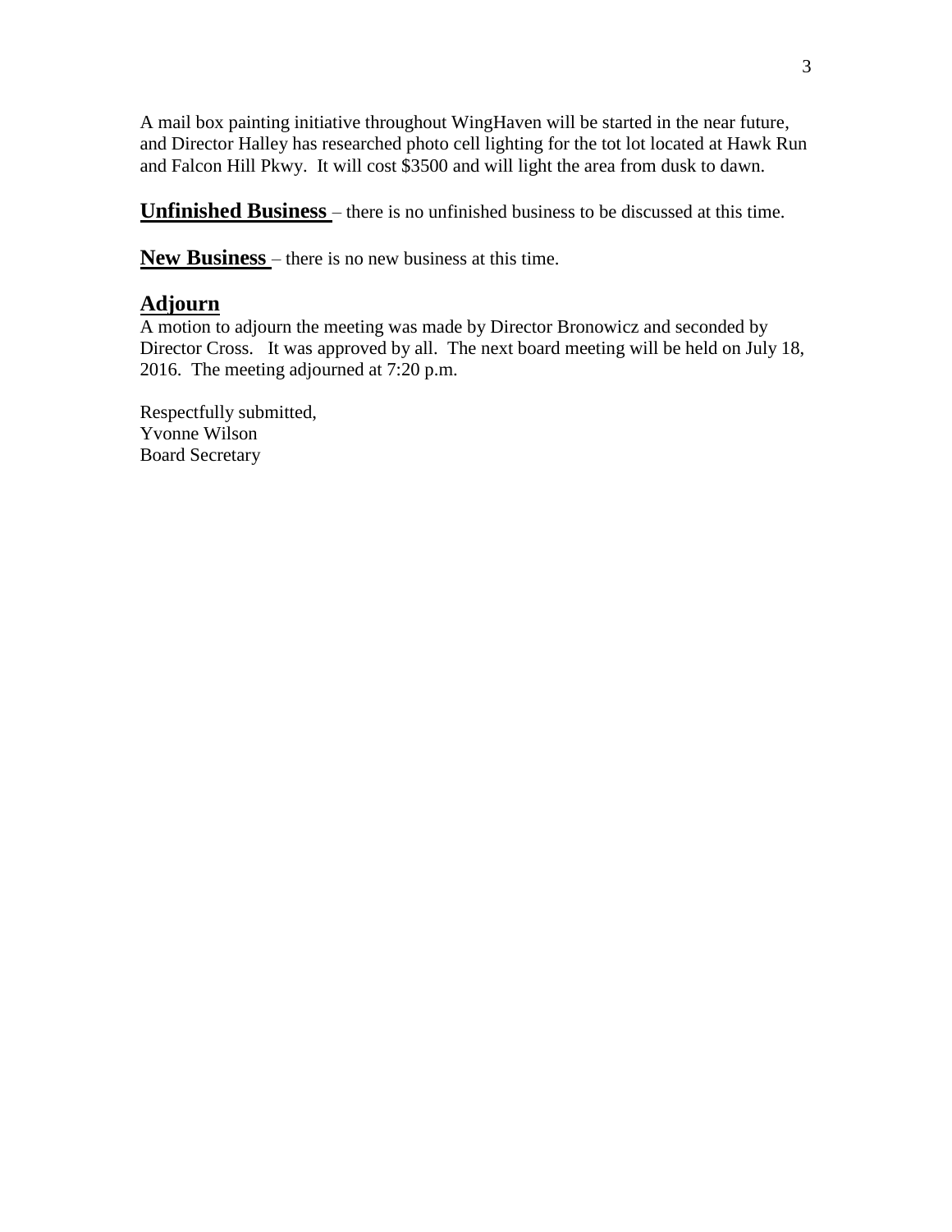A mail box painting initiative throughout WingHaven will be started in the near future, and Director Halley has researched photo cell lighting for the tot lot located at Hawk Run and Falcon Hill Pkwy. It will cost $3500 and will light the area from dusk to dawn.

**Unfinished Business** – there is no unfinished business to be discussed at this time.

**New Business** – there is no new business at this time.

## Adjourn

A motion to adjourn the meeting was made by Director Bronowicz and seconded by Director Cross. It was approved by all. The next board meeting will be held on July 18, 2016. The meeting adjourned at 7:20 p.m.

Respectfully submitted,
Yvonne Wilson
Board Secretary